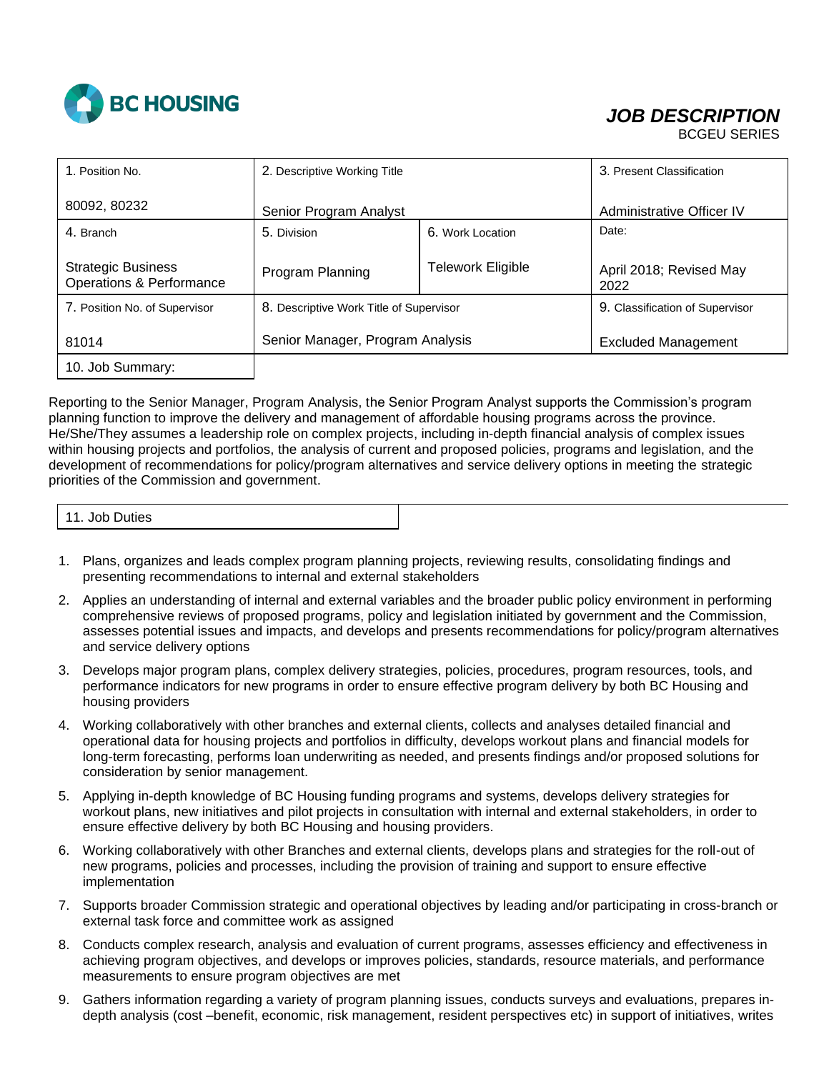BC HOUSING

# *JOB DESCRIPTION*

BCGEU SERIES

| 1. Position No. | 2. Descriptive Working Title | | 3. Present Classification |
|---|---|---|---|
| 80092, 80232 | Senior Program Analyst | | Administrative Officer IV |
| 4. Branch | 5. Division | 6. Work Location | Date: |
| Strategic Business Operations & Performance | Program Planning | Telework Eligible | April 2018; Revised May 2022 |
| 7. Position No. of Supervisor | 8. Descriptive Work Title of Supervisor | | 9. Classification of Supervisor |
| 81014 | Senior Manager, Program Analysis | | Excluded Management |

## 10. Job Summary:

Reporting to the Senior Manager, Program Analysis, the Senior Program Analyst supports the Commission's program planning function to improve the delivery and management of affordable housing programs across the province. He/She/They assumes a leadership role on complex projects, including in-depth financial analysis of complex issues within housing projects and portfolios, the analysis of current and proposed policies, programs and legislation, and the development of recommendations for policy/program alternatives and service delivery options in meeting the strategic priorities of the Commission and government.

## 11. Job Duties

1. Plans, organizes and leads complex program planning projects, reviewing results, consolidating findings and presenting recommendations to internal and external stakeholders
2. Applies an understanding of internal and external variables and the broader public policy environment in performing comprehensive reviews of proposed programs, policy and legislation initiated by government and the Commission, assesses potential issues and impacts, and develops and presents recommendations for policy/program alternatives and service delivery options
3. Develops major program plans, complex delivery strategies, policies, procedures, program resources, tools, and performance indicators for new programs in order to ensure effective program delivery by both BC Housing and housing providers
4. Working collaboratively with other branches and external clients, collects and analyses detailed financial and operational data for housing projects and portfolios in difficulty, develops workout plans and financial models for long-term forecasting, performs loan underwriting as needed, and presents findings and/or proposed solutions for consideration by senior management.
5. Applying in-depth knowledge of BC Housing funding programs and systems, develops delivery strategies for workout plans, new initiatives and pilot projects in consultation with internal and external stakeholders, in order to ensure effective delivery by both BC Housing and housing providers.
6. Working collaboratively with other Branches and external clients, develops plans and strategies for the roll-out of new programs, policies and processes, including the provision of training and support to ensure effective implementation
7. Supports broader Commission strategic and operational objectives by leading and/or participating in cross-branch or external task force and committee work as assigned
8. Conducts complex research, analysis and evaluation of current programs, assesses efficiency and effectiveness in achieving program objectives, and develops or improves policies, standards, resource materials, and performance measurements to ensure program objectives are met
9. Gathers information regarding a variety of program planning issues, conducts surveys and evaluations, prepares in-depth analysis (cost –benefit, economic, risk management, resident perspectives etc) in support of initiatives, writes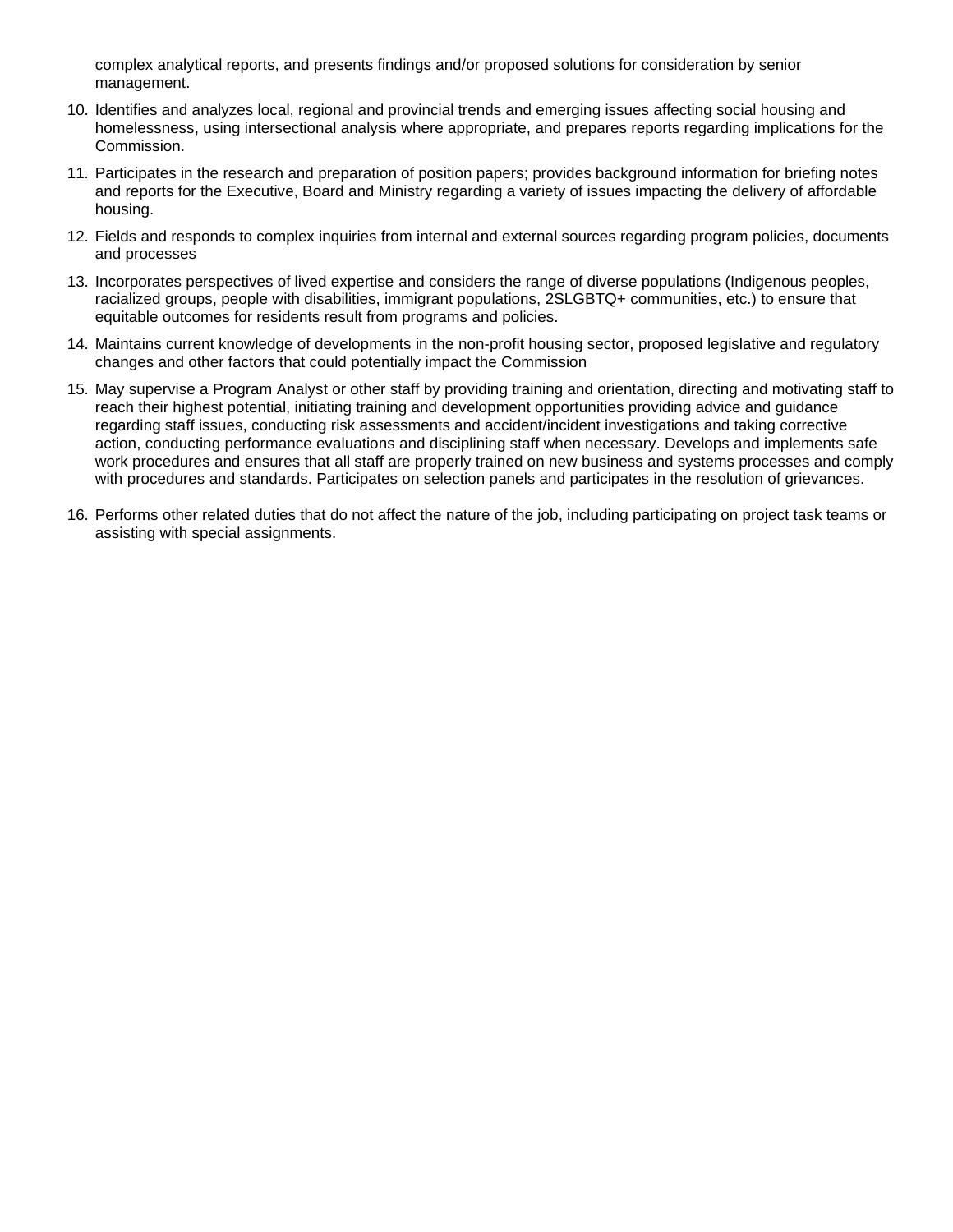complex analytical reports, and presents findings and/or proposed solutions for consideration by senior management.

10. Identifies and analyzes local, regional and provincial trends and emerging issues affecting social housing and homelessness, using intersectional analysis where appropriate, and prepares reports regarding implications for the Commission.

11. Participates in the research and preparation of position papers; provides background information for briefing notes and reports for the Executive, Board and Ministry regarding a variety of issues impacting the delivery of affordable housing.

12. Fields and responds to complex inquiries from internal and external sources regarding program policies, documents and processes

13. Incorporates perspectives of lived expertise and considers the range of diverse populations (Indigenous peoples, racialized groups, people with disabilities, immigrant populations, 2SLGBTQ+ communities, etc.) to ensure that equitable outcomes for residents result from programs and policies.

14. Maintains current knowledge of developments in the non-profit housing sector, proposed legislative and regulatory changes and other factors that could potentially impact the Commission

15. May supervise a Program Analyst or other staff by providing training and orientation, directing and motivating staff to reach their highest potential, initiating training and development opportunities providing advice and guidance regarding staff issues, conducting risk assessments and accident/incident investigations and taking corrective action, conducting performance evaluations and disciplining staff when necessary. Develops and implements safe work procedures and ensures that all staff are properly trained on new business and systems processes and comply with procedures and standards. Participates on selection panels and participates in the resolution of grievances.

16. Performs other related duties that do not affect the nature of the job, including participating on project task teams or assisting with special assignments.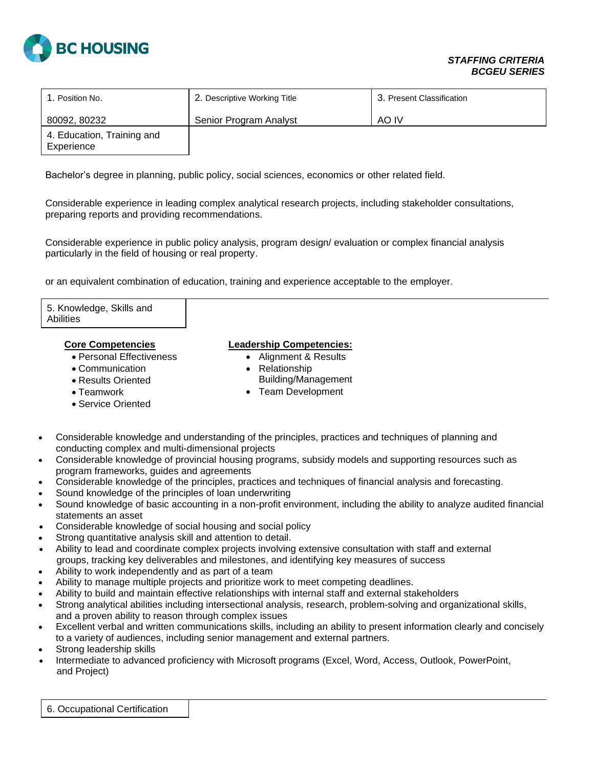**BC HOUSING**

***STAFFING CRITERIA***
***BCGEU SERIES***

| 1. Position No. | 2. Descriptive Working Title | 3. Present Classification |
|---|---|---|
| 80092, 80232 | Senior Program Analyst | AO IV |

**4. Education, Training and Experience**

Bachelor's degree in planning, public policy, social sciences, economics or other related field.

Considerable experience in leading complex analytical research projects, including stakeholder consultations, preparing reports and providing recommendations.

Considerable experience in public policy analysis, program design/ evaluation or complex financial analysis particularly in the field of housing or real property.

or an equivalent combination of education, training and experience acceptable to the employer.

**5. Knowledge, Skills and Abilities**

**Core Competencies**

- Personal Effectiveness
- Communication
- Results Oriented
- Teamwork
- Service Oriented

**Leadership Competencies:**

- Alignment & Results
- Relationship Building/Management
- Team Development

- Considerable knowledge and understanding of the principles, practices and techniques of planning and conducting complex and multi-dimensional projects
- Considerable knowledge of provincial housing programs, subsidy models and supporting resources such as program frameworks, guides and agreements
- Considerable knowledge of the principles, practices and techniques of financial analysis and forecasting.
- Sound knowledge of the principles of loan underwriting
- Sound knowledge of basic accounting in a non-profit environment, including the ability to analyze audited financial statements an asset
- Considerable knowledge of social housing and social policy
- Strong quantitative analysis skill and attention to detail.
- Ability to lead and coordinate complex projects involving extensive consultation with staff and external groups, tracking key deliverables and milestones, and identifying key measures of success
- Ability to work independently and as part of a team
- Ability to manage multiple projects and prioritize work to meet competing deadlines.
- Ability to build and maintain effective relationships with internal staff and external stakeholders
- Strong analytical abilities including intersectional analysis, research, problem-solving and organizational skills, and a proven ability to reason through complex issues
- Excellent verbal and written communications skills, including an ability to present information clearly and concisely to a variety of audiences, including senior management and external partners.
- Strong leadership skills
- Intermediate to advanced proficiency with Microsoft programs (Excel, Word, Access, Outlook, PowerPoint, and Project)

**6. Occupational Certification**